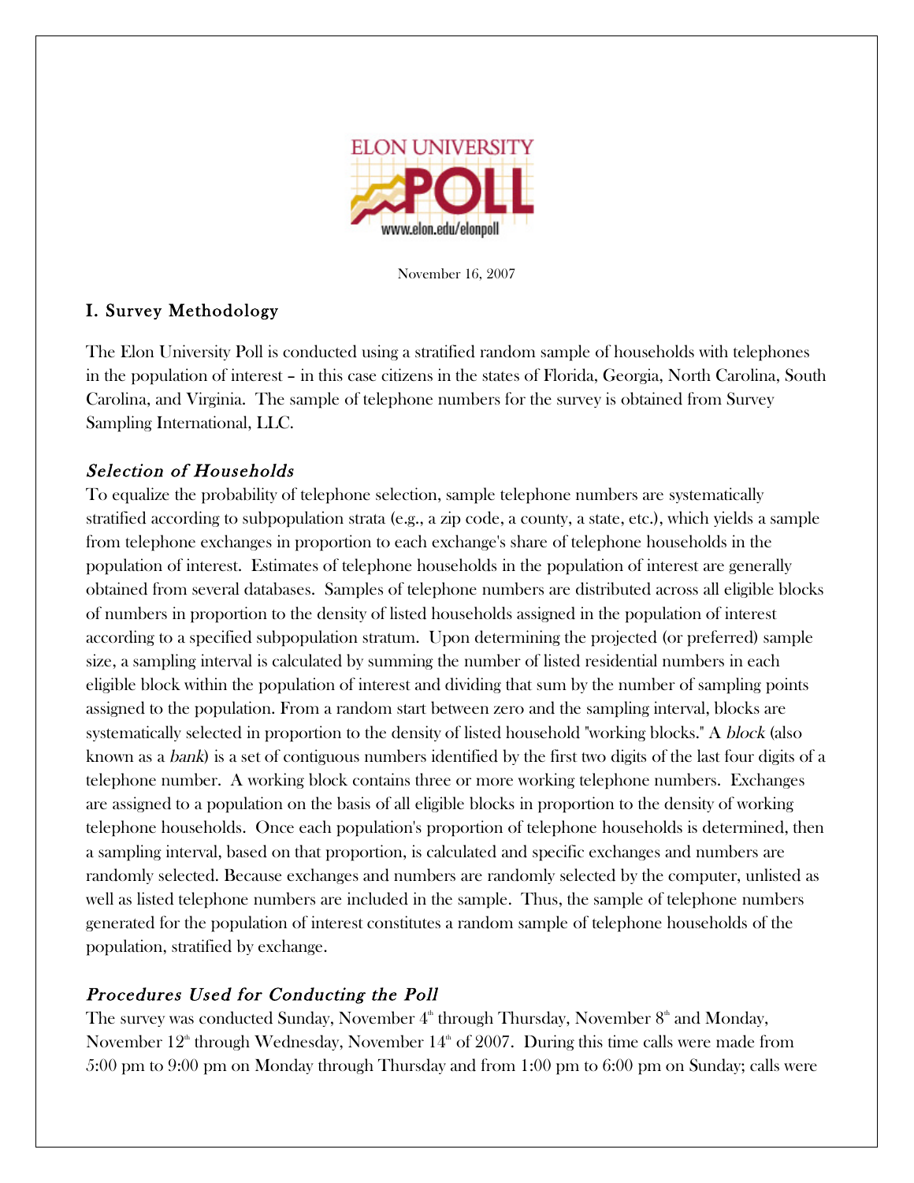ELON UNIVERSITY POLL

www.elon.edu/elonpoll

November 16, 2007

## I. Survey Methodology

The Elon University Poll is conducted using a stratified random sample of households with telephones in the population of interest – in this case citizens in the states of Florida, Georgia, North Carolina, South Carolina, and Virginia. The sample of telephone numbers for the survey is obtained from Survey Sampling International, LLC.

### *Selection of Households*

To equalize the probability of telephone selection, sample telephone numbers are systematically stratified according to subpopulation strata (e.g., a zip code, a county, a state, etc.), which yields a sample from telephone exchanges in proportion to each exchange's share of telephone households in the population of interest. Estimates of telephone households in the population of interest are generally obtained from several databases. Samples of telephone numbers are distributed across all eligible blocks of numbers in proportion to the density of listed households assigned in the population of interest according to a specified subpopulation stratum. Upon determining the projected (or preferred) sample size, a sampling interval is calculated by summing the number of listed residential numbers in each eligible block within the population of interest and dividing that sum by the number of sampling points assigned to the population. From a random start between zero and the sampling interval, blocks are systematically selected in proportion to the density of listed household "working blocks." A *block* (also known as a *bank*) is a set of contiguous numbers identified by the first two digits of the last four digits of a telephone number. A working block contains three or more working telephone numbers. Exchanges are assigned to a population on the basis of all eligible blocks in proportion to the density of working telephone households. Once each population's proportion of telephone households is determined, then a sampling interval, based on that proportion, is calculated and specific exchanges and numbers are randomly selected. Because exchanges and numbers are randomly selected by the computer, unlisted as well as listed telephone numbers are included in the sample. Thus, the sample of telephone numbers generated for the population of interest constitutes a random sample of telephone households of the population, stratified by exchange.

### *Procedures Used for Conducting the Poll*

The survey was conducted Sunday, November 4th through Thursday, November 8th and Monday, November 12th through Wednesday, November 14th of 2007. During this time calls were made from 5:00 pm to 9:00 pm on Monday through Thursday and from 1:00 pm to 6:00 pm on Sunday; calls were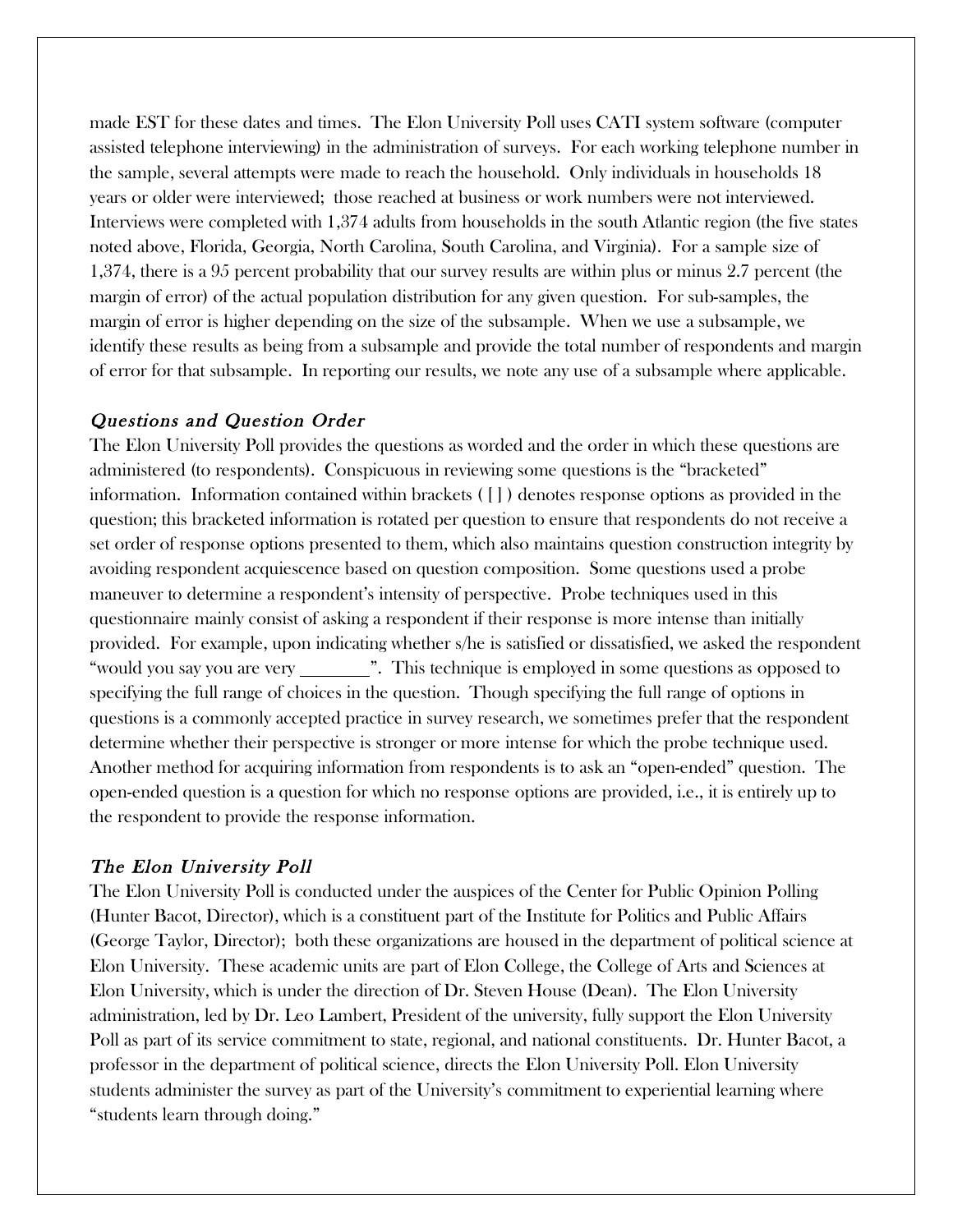made EST for these dates and times. The Elon University Poll uses CATI system software (computer assisted telephone interviewing) in the administration of surveys. For each working telephone number in the sample, several attempts were made to reach the household. Only individuals in households 18 years or older were interviewed; those reached at business or work numbers were not interviewed. Interviews were completed with 1,374 adults from households in the south Atlantic region (the five states noted above, Florida, Georgia, North Carolina, South Carolina, and Virginia). For a sample size of 1,374, there is a 95 percent probability that our survey results are within plus or minus 2.7 percent (the margin of error) of the actual population distribution for any given question. For sub-samples, the margin of error is higher depending on the size of the subsample. When we use a subsample, we identify these results as being from a subsample and provide the total number of respondents and margin of error for that subsample. In reporting our results, we note any use of a subsample where applicable.

### *Questions and Question Order*

The Elon University Poll provides the questions as worded and the order in which these questions are administered (to respondents). Conspicuous in reviewing some questions is the "bracketed" information. Information contained within brackets ( [ ] ) denotes response options as provided in the question; this bracketed information is rotated per question to ensure that respondents do not receive a set order of response options presented to them, which also maintains question construction integrity by avoiding respondent acquiescence based on question composition. Some questions used a probe maneuver to determine a respondent's intensity of perspective. Probe techniques used in this questionnaire mainly consist of asking a respondent if their response is more intense than initially provided. For example, upon indicating whether s/he is satisfied or dissatisfied, we asked the respondent "would you say you are very ________". This technique is employed in some questions as opposed to specifying the full range of choices in the question. Though specifying the full range of options in questions is a commonly accepted practice in survey research, we sometimes prefer that the respondent determine whether their perspective is stronger or more intense for which the probe technique used. Another method for acquiring information from respondents is to ask an "open-ended" question. The open-ended question is a question for which no response options are provided, i.e., it is entirely up to the respondent to provide the response information.

### *The Elon University Poll*

The Elon University Poll is conducted under the auspices of the Center for Public Opinion Polling (Hunter Bacot, Director), which is a constituent part of the Institute for Politics and Public Affairs (George Taylor, Director); both these organizations are housed in the department of political science at Elon University. These academic units are part of Elon College, the College of Arts and Sciences at Elon University, which is under the direction of Dr. Steven House (Dean). The Elon University administration, led by Dr. Leo Lambert, President of the university, fully support the Elon University Poll as part of its service commitment to state, regional, and national constituents. Dr. Hunter Bacot, a professor in the department of political science, directs the Elon University Poll. Elon University students administer the survey as part of the University's commitment to experiential learning where "students learn through doing."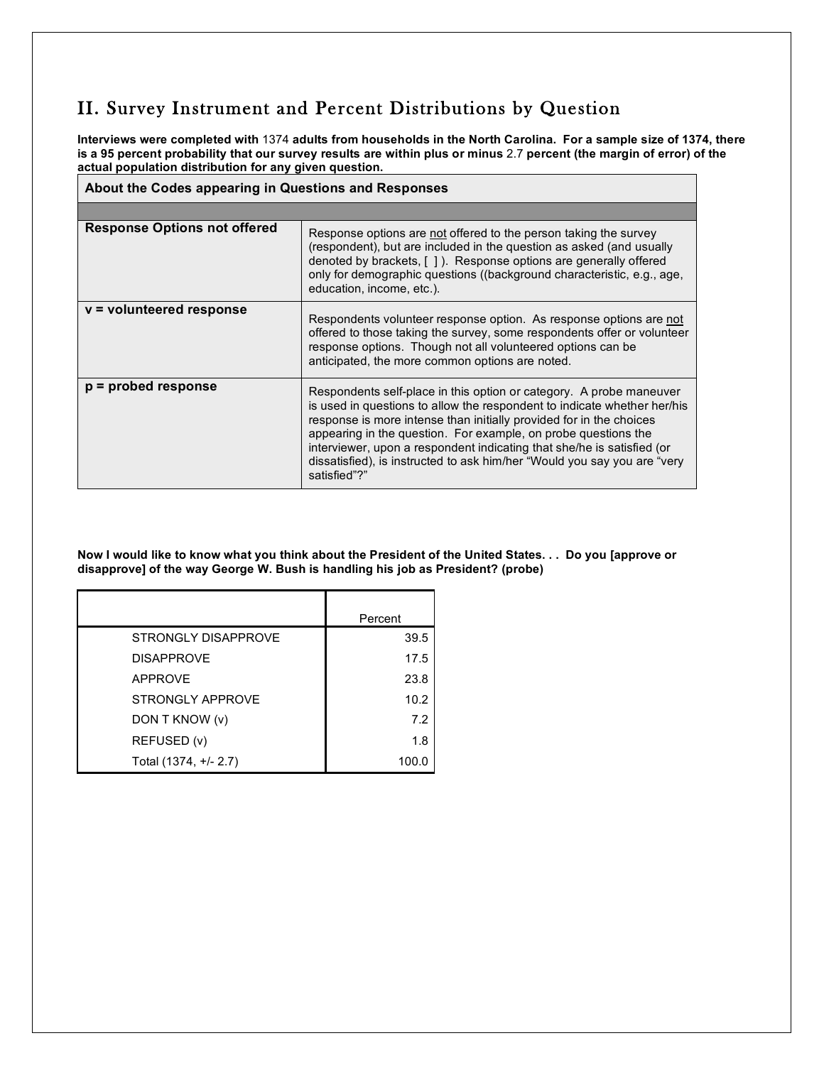## II. Survey Instrument and Percent Distributions by Question

**Interviews were completed with** 1374 **adults from households in the North Carolina. For a sample size of 1374, there is a 95 percent probability that our survey results are within plus or minus** 2.7 **percent (the margin of error) of the actual population distribution for any given question.**

| About the Codes appearing in Questions and Responses | |
|---|---|
| **Response Options not offered** | Response options are not offered to the person taking the survey (respondent), but are included in the question as asked (and usually denoted by brackets, [ ] ). Response options are generally offered only for demographic questions ((background characteristic, e.g., age, education, income, etc.). |
| **v = volunteered response** | Respondents volunteer response option. As response options are not offered to those taking the survey, some respondents offer or volunteer response options. Though not all volunteered options can be anticipated, the more common options are noted. |
| **p = probed response** | Respondents self-place in this option or category. A probe maneuver is used in questions to allow the respondent to indicate whether her/his response is more intense than initially provided for in the choices appearing in the question. For example, on probe questions the interviewer, upon a respondent indicating that she/he is satisfied (or dissatisfied), is instructed to ask him/her "Would you say you are "very satisfied"?" |

**Now I would like to know what you think about the President of the United States. . . Do you [approve or disapprove] of the way George W. Bush is handling his job as President? (probe)**

| | Percent |
|---|---|
| STRONGLY DISAPPROVE | 39.5 |
| DISAPPROVE | 17.5 |
| APPROVE | 23.8 |
| STRONGLY APPROVE | 10.2 |
| DON T KNOW (v) | 7.2 |
| REFUSED (v) | 1.8 |
| Total (1374, +/- 2.7) | 100.0 |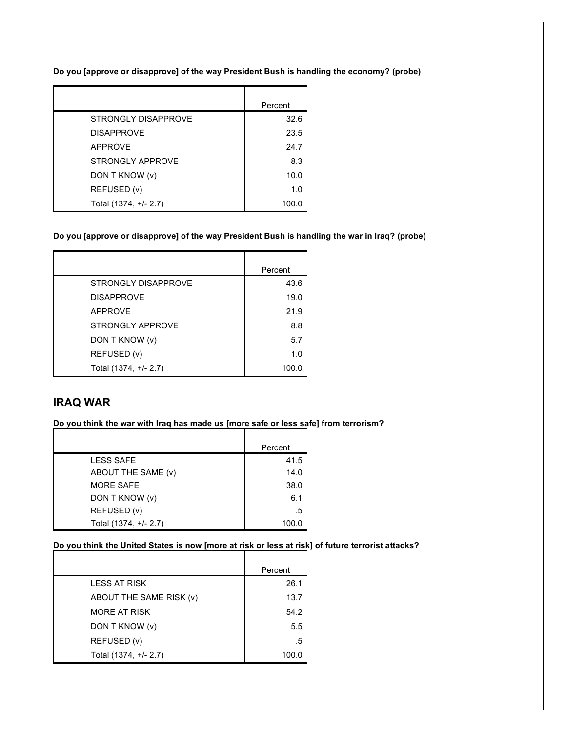**Do you [approve or disapprove] of the way President Bush is handling the economy? (probe)**

| | Percent |
|---|---|
| STRONGLY DISAPPROVE | 32.6 |
| DISAPPROVE | 23.5 |
| APPROVE | 24.7 |
| STRONGLY APPROVE | 8.3 |
| DON T KNOW (v) | 10.0 |
| REFUSED (v) | 1.0 |
| Total (1374, +/- 2.7) | 100.0 |

**Do you [approve or disapprove] of the way President Bush is handling the war in Iraq? (probe)**

| | Percent |
|---|---|
| STRONGLY DISAPPROVE | 43.6 |
| DISAPPROVE | 19.0 |
| APPROVE | 21.9 |
| STRONGLY APPROVE | 8.8 |
| DON T KNOW (v) | 5.7 |
| REFUSED (v) | 1.0 |
| Total (1374, +/- 2.7) | 100.0 |

## IRAQ WAR

**Do you think the war with Iraq has made us [more safe or less safe] from terrorism?**

| | Percent |
|---|---|
| LESS SAFE | 41.5 |
| ABOUT THE SAME (v) | 14.0 |
| MORE SAFE | 38.0 |
| DON T KNOW (v) | 6.1 |
| REFUSED (v) | .5 |
| Total (1374, +/- 2.7) | 100.0 |

**Do you think the United States is now [more at risk or less at risk] of future terrorist attacks?**

| | Percent |
|---|---|
| LESS AT RISK | 26.1 |
| ABOUT THE SAME RISK (v) | 13.7 |
| MORE AT RISK | 54.2 |
| DON T KNOW (v) | 5.5 |
| REFUSED (v) | .5 |
| Total (1374, +/- 2.7) | 100.0 |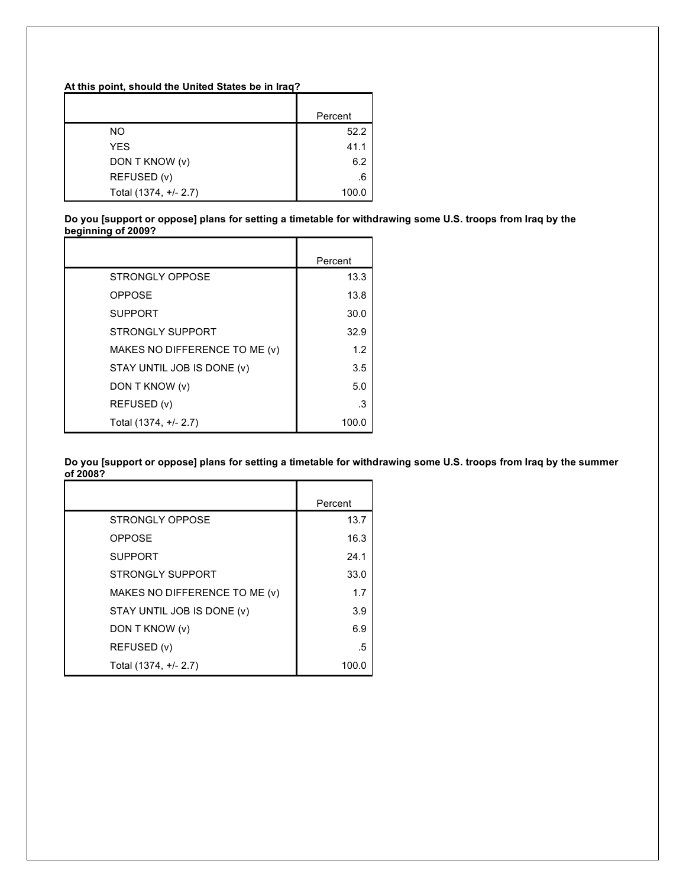**At this point, should the United States be in Iraq?**

| | Percent |
|---|---|
| NO | 52.2 |
| YES | 41.1 |
| DON T KNOW (v) | 6.2 |
| REFUSED (v) | .6 |
| Total (1374, +/- 2.7) | 100.0 |

**Do you [support or oppose] plans for setting a timetable for withdrawing some U.S. troops from Iraq by the beginning of 2009?**

| | Percent |
|---|---|
| STRONGLY OPPOSE | 13.3 |
| OPPOSE | 13.8 |
| SUPPORT | 30.0 |
| STRONGLY SUPPORT | 32.9 |
| MAKES NO DIFFERENCE TO ME (v) | 1.2 |
| STAY UNTIL JOB IS DONE (v) | 3.5 |
| DON T KNOW (v) | 5.0 |
| REFUSED (v) | .3 |
| Total (1374, +/- 2.7) | 100.0 |

**Do you [support or oppose] plans for setting a timetable for withdrawing some U.S. troops from Iraq by the summer of 2008?**

| | Percent |
|---|---|
| STRONGLY OPPOSE | 13.7 |
| OPPOSE | 16.3 |
| SUPPORT | 24.1 |
| STRONGLY SUPPORT | 33.0 |
| MAKES NO DIFFERENCE TO ME (v) | 1.7 |
| STAY UNTIL JOB IS DONE (v) | 3.9 |
| DON T KNOW (v) | 6.9 |
| REFUSED (v) | .5 |
| Total (1374, +/- 2.7) | 100.0 |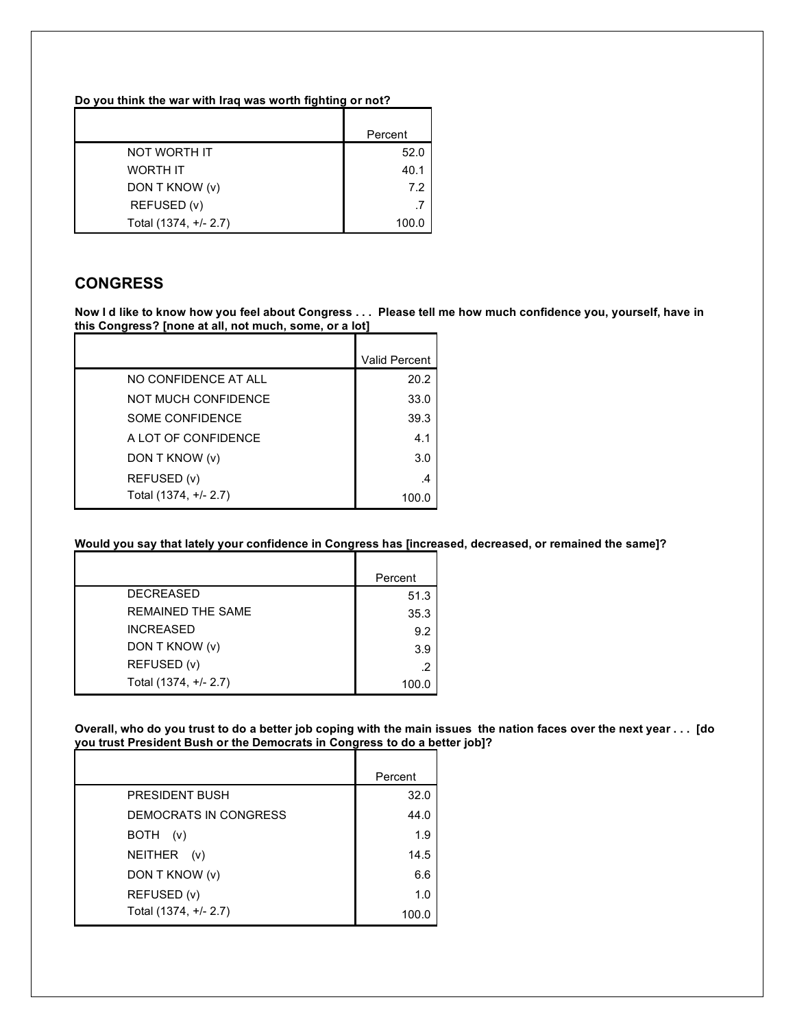**Do you think the war with Iraq was worth fighting or not?**

| | Percent |
|---|---|
| NOT WORTH IT | 52.0 |
| WORTH IT | 40.1 |
| DON T KNOW (v) | 7.2 |
| REFUSED (v) | .7 |
| Total (1374, +/- 2.7) | 100.0 |

## CONGRESS

**Now I d like to know how you feel about Congress . . . Please tell me how much confidence you, yourself, have in this Congress? [none at all, not much, some, or a lot]**

| | Valid Percent |
|---|---|
| NO CONFIDENCE AT ALL | 20.2 |
| NOT MUCH CONFIDENCE | 33.0 |
| SOME CONFIDENCE | 39.3 |
| A LOT OF CONFIDENCE | 4.1 |
| DON T KNOW (v) | 3.0 |
| REFUSED (v) | .4 |
| Total (1374, +/- 2.7) | 100.0 |

**Would you say that lately your confidence in Congress has [increased, decreased, or remained the same]?**

| | Percent |
|---|---|
| DECREASED | 51.3 |
| REMAINED THE SAME | 35.3 |
| INCREASED | 9.2 |
| DON T KNOW (v) | 3.9 |
| REFUSED (v) | .2 |
| Total (1374, +/- 2.7) | 100.0 |

**Overall, who do you trust to do a better job coping with the main issues the nation faces over the next year . . . [do you trust President Bush or the Democrats in Congress to do a better job]?**

| | Percent |
|---|---|
| PRESIDENT BUSH | 32.0 |
| DEMOCRATS IN CONGRESS | 44.0 |
| BOTH (v) | 1.9 |
| NEITHER (v) | 14.5 |
| DON T KNOW (v) | 6.6 |
| REFUSED (v) | 1.0 |
| Total (1374, +/- 2.7) | 100.0 |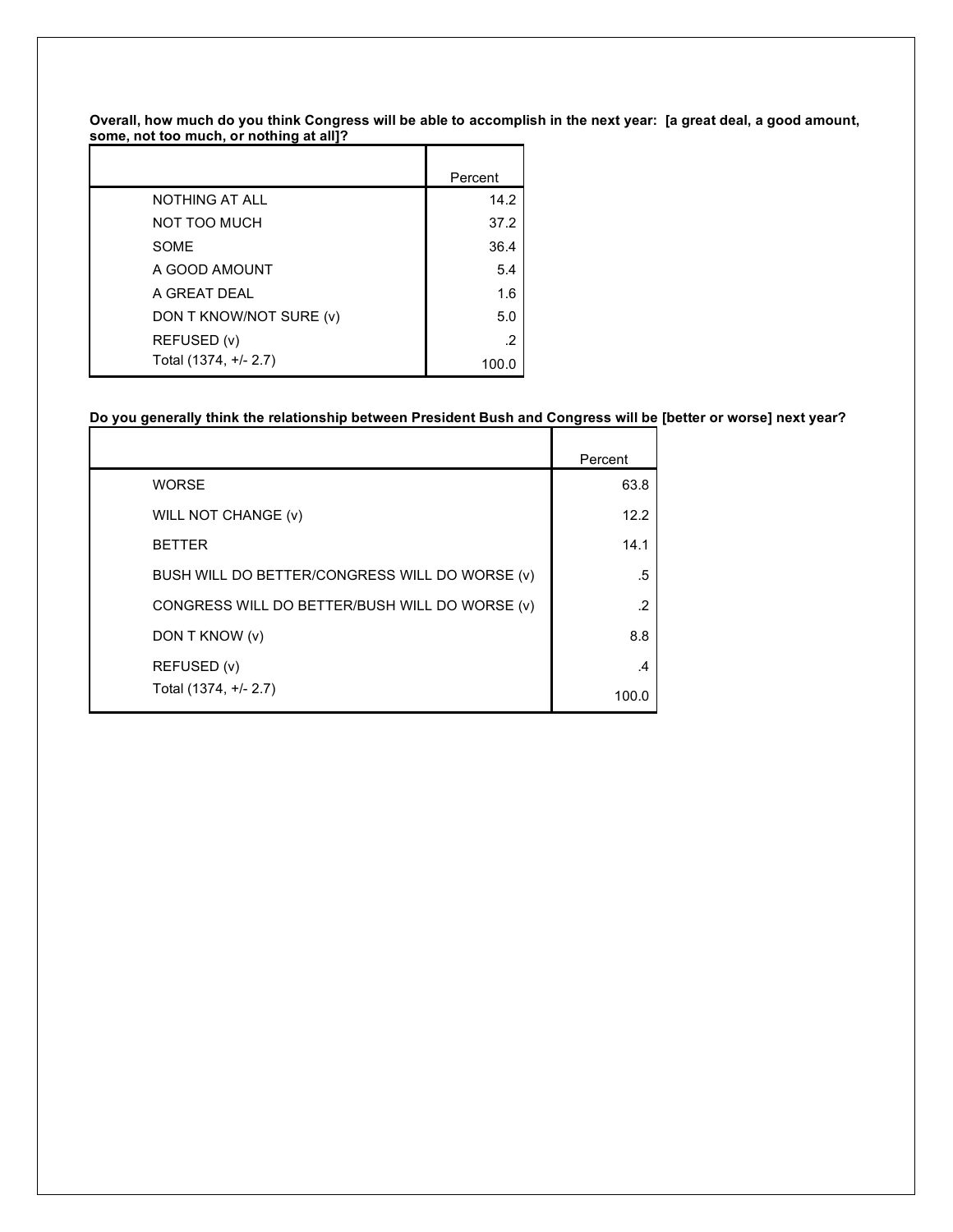**Overall, how much do you think Congress will be able to accomplish in the next year: [a great deal, a good amount, some, not too much, or nothing at all]?**

| | Percent |
|---|---|
| NOTHING AT ALL | 14.2 |
| NOT TOO MUCH | 37.2 |
| SOME | 36.4 |
| A GOOD AMOUNT | 5.4 |
| A GREAT DEAL | 1.6 |
| DON T KNOW/NOT SURE (v) | 5.0 |
| REFUSED (v) | .2 |
| Total (1374, +/- 2.7) | 100.0 |

**Do you generally think the relationship between President Bush and Congress will be [better or worse] next year?**

| | Percent |
|---|---|
| WORSE | 63.8 |
| WILL NOT CHANGE (v) | 12.2 |
| BETTER | 14.1 |
| BUSH WILL DO BETTER/CONGRESS WILL DO WORSE (v) | .5 |
| CONGRESS WILL DO BETTER/BUSH WILL DO WORSE (v) | .2 |
| DON T KNOW (v) | 8.8 |
| REFUSED (v) | .4 |
| Total (1374, +/- 2.7) | 100.0 |